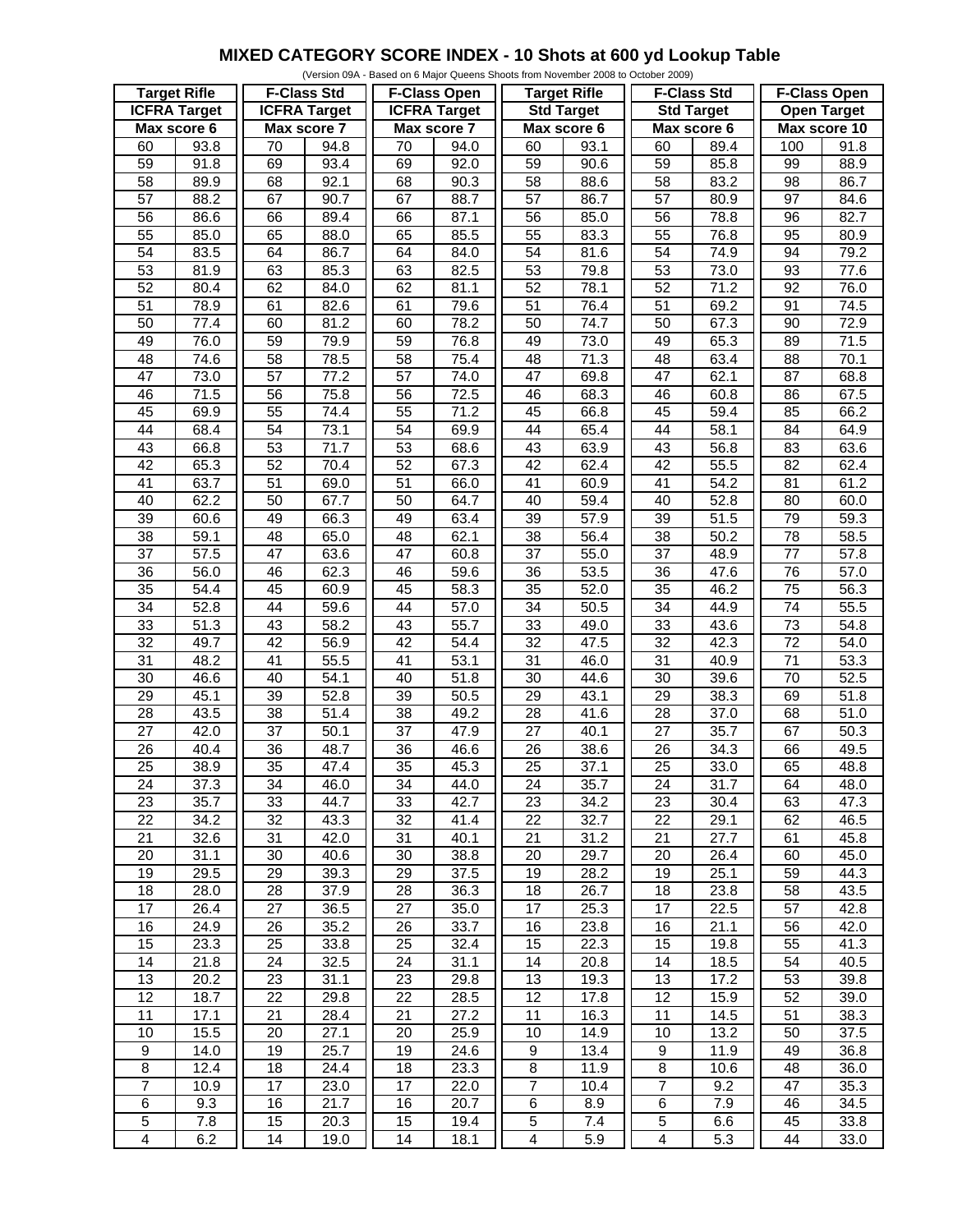# MIXED CATEGORY SCORE INDEX - 10 Shots at 600 yd Lookup Table

(Version 09A - Based on 6 Major Queens Shoots from November 2008 to October 2009)

| Target Rifle | | F-Class Std | | F-Class Open | | Target Rifle | | F-Class Std | | F-Class Open | |
|---|---|---|---|---|---|---|---|---|---|---|---|
| ICFRA Target | | ICFRA Target | | ICFRA Target | | Std Target | | Std Target | | Open Target | |
| Max score 6 | | Max score 7 | | Max score 7 | | Max score 6 | | Max score 6 | | Max score 10 | |
| 60 | 93.8 | 70 | 94.8 | 70 | 94.0 | 60 | 93.1 | 60 | 89.4 | 100 | 91.8 |
| 59 | 91.8 | 69 | 93.4 | 69 | 92.0 | 59 | 90.6 | 59 | 85.8 | 99 | 88.9 |
| 58 | 89.9 | 68 | 92.1 | 68 | 90.3 | 58 | 88.6 | 58 | 83.2 | 98 | 86.7 |
| 57 | 88.2 | 67 | 90.7 | 67 | 88.7 | 57 | 86.7 | 57 | 80.9 | 97 | 84.6 |
| 56 | 86.6 | 66 | 89.4 | 66 | 87.1 | 56 | 85.0 | 56 | 78.8 | 96 | 82.7 |
| 55 | 85.0 | 65 | 88.0 | 65 | 85.5 | 55 | 83.3 | 55 | 76.8 | 95 | 80.9 |
| 54 | 83.5 | 64 | 86.7 | 64 | 84.0 | 54 | 81.6 | 54 | 74.9 | 94 | 79.2 |
| 53 | 81.9 | 63 | 85.3 | 63 | 82.5 | 53 | 79.8 | 53 | 73.0 | 93 | 77.6 |
| 52 | 80.4 | 62 | 84.0 | 62 | 81.1 | 52 | 78.1 | 52 | 71.2 | 92 | 76.0 |
| 51 | 78.9 | 61 | 82.6 | 61 | 79.6 | 51 | 76.4 | 51 | 69.2 | 91 | 74.5 |
| 50 | 77.4 | 60 | 81.2 | 60 | 78.2 | 50 | 74.7 | 50 | 67.3 | 90 | 72.9 |
| 49 | 76.0 | 59 | 79.9 | 59 | 76.8 | 49 | 73.0 | 49 | 65.3 | 89 | 71.5 |
| 48 | 74.6 | 58 | 78.5 | 58 | 75.4 | 48 | 71.3 | 48 | 63.4 | 88 | 70.1 |
| 47 | 73.0 | 57 | 77.2 | 57 | 74.0 | 47 | 69.8 | 47 | 62.1 | 87 | 68.8 |
| 46 | 71.5 | 56 | 75.8 | 56 | 72.5 | 46 | 68.3 | 46 | 60.8 | 86 | 67.5 |
| 45 | 69.9 | 55 | 74.4 | 55 | 71.2 | 45 | 66.8 | 45 | 59.4 | 85 | 66.2 |
| 44 | 68.4 | 54 | 73.1 | 54 | 69.9 | 44 | 65.4 | 44 | 58.1 | 84 | 64.9 |
| 43 | 66.8 | 53 | 71.7 | 53 | 68.6 | 43 | 63.9 | 43 | 56.8 | 83 | 63.6 |
| 42 | 65.3 | 52 | 70.4 | 52 | 67.3 | 42 | 62.4 | 42 | 55.5 | 82 | 62.4 |
| 41 | 63.7 | 51 | 69.0 | 51 | 66.0 | 41 | 60.9 | 41 | 54.2 | 81 | 61.2 |
| 40 | 62.2 | 50 | 67.7 | 50 | 64.7 | 40 | 59.4 | 40 | 52.8 | 80 | 60.0 |
| 39 | 60.6 | 49 | 66.3 | 49 | 63.4 | 39 | 57.9 | 39 | 51.5 | 79 | 59.3 |
| 38 | 59.1 | 48 | 65.0 | 48 | 62.1 | 38 | 56.4 | 38 | 50.2 | 78 | 58.5 |
| 37 | 57.5 | 47 | 63.6 | 47 | 60.8 | 37 | 55.0 | 37 | 48.9 | 77 | 57.8 |
| 36 | 56.0 | 46 | 62.3 | 46 | 59.6 | 36 | 53.5 | 36 | 47.6 | 76 | 57.0 |
| 35 | 54.4 | 45 | 60.9 | 45 | 58.3 | 35 | 52.0 | 35 | 46.2 | 75 | 56.3 |
| 34 | 52.8 | 44 | 59.6 | 44 | 57.0 | 34 | 50.5 | 34 | 44.9 | 74 | 55.5 |
| 33 | 51.3 | 43 | 58.2 | 43 | 55.7 | 33 | 49.0 | 33 | 43.6 | 73 | 54.8 |
| 32 | 49.7 | 42 | 56.9 | 42 | 54.4 | 32 | 47.5 | 32 | 42.3 | 72 | 54.0 |
| 31 | 48.2 | 41 | 55.5 | 41 | 53.1 | 31 | 46.0 | 31 | 40.9 | 71 | 53.3 |
| 30 | 46.6 | 40 | 54.1 | 40 | 51.8 | 30 | 44.6 | 30 | 39.6 | 70 | 52.5 |
| 29 | 45.1 | 39 | 52.8 | 39 | 50.5 | 29 | 43.1 | 29 | 38.3 | 69 | 51.8 |
| 28 | 43.5 | 38 | 51.4 | 38 | 49.2 | 28 | 41.6 | 28 | 37.0 | 68 | 51.0 |
| 27 | 42.0 | 37 | 50.1 | 37 | 47.9 | 27 | 40.1 | 27 | 35.7 | 67 | 50.3 |
| 26 | 40.4 | 36 | 48.7 | 36 | 46.6 | 26 | 38.6 | 26 | 34.3 | 66 | 49.5 |
| 25 | 38.9 | 35 | 47.4 | 35 | 45.3 | 25 | 37.1 | 25 | 33.0 | 65 | 48.8 |
| 24 | 37.3 | 34 | 46.0 | 34 | 44.0 | 24 | 35.7 | 24 | 31.7 | 64 | 48.0 |
| 23 | 35.7 | 33 | 44.7 | 33 | 42.7 | 23 | 34.2 | 23 | 30.4 | 63 | 47.3 |
| 22 | 34.2 | 32 | 43.3 | 32 | 41.4 | 22 | 32.7 | 22 | 29.1 | 62 | 46.5 |
| 21 | 32.6 | 31 | 42.0 | 31 | 40.1 | 21 | 31.2 | 21 | 27.7 | 61 | 45.8 |
| 20 | 31.1 | 30 | 40.6 | 30 | 38.8 | 20 | 29.7 | 20 | 26.4 | 60 | 45.0 |
| 19 | 29.5 | 29 | 39.3 | 29 | 37.5 | 19 | 28.2 | 19 | 25.1 | 59 | 44.3 |
| 18 | 28.0 | 28 | 37.9 | 28 | 36.3 | 18 | 26.7 | 18 | 23.8 | 58 | 43.5 |
| 17 | 26.4 | 27 | 36.5 | 27 | 35.0 | 17 | 25.3 | 17 | 22.5 | 57 | 42.8 |
| 16 | 24.9 | 26 | 35.2 | 26 | 33.7 | 16 | 23.8 | 16 | 21.1 | 56 | 42.0 |
| 15 | 23.3 | 25 | 33.8 | 25 | 32.4 | 15 | 22.3 | 15 | 19.8 | 55 | 41.3 |
| 14 | 21.8 | 24 | 32.5 | 24 | 31.1 | 14 | 20.8 | 14 | 18.5 | 54 | 40.5 |
| 13 | 20.2 | 23 | 31.1 | 23 | 29.8 | 13 | 19.3 | 13 | 17.2 | 53 | 39.8 |
| 12 | 18.7 | 22 | 29.8 | 22 | 28.5 | 12 | 17.8 | 12 | 15.9 | 52 | 39.0 |
| 11 | 17.1 | 21 | 28.4 | 21 | 27.2 | 11 | 16.3 | 11 | 14.5 | 51 | 38.3 |
| 10 | 15.5 | 20 | 27.1 | 20 | 25.9 | 10 | 14.9 | 10 | 13.2 | 50 | 37.5 |
| 9 | 14.0 | 19 | 25.7 | 19 | 24.6 | 9 | 13.4 | 9 | 11.9 | 49 | 36.8 |
| 8 | 12.4 | 18 | 24.4 | 18 | 23.3 | 8 | 11.9 | 8 | 10.6 | 48 | 36.0 |
| 7 | 10.9 | 17 | 23.0 | 17 | 22.0 | 7 | 10.4 | 7 | 9.2 | 47 | 35.3 |
| 6 | 9.3 | 16 | 21.7 | 16 | 20.7 | 6 | 8.9 | 6 | 7.9 | 46 | 34.5 |
| 5 | 7.8 | 15 | 20.3 | 15 | 19.4 | 5 | 7.4 | 5 | 6.6 | 45 | 33.8 |
| 4 | 6.2 | 14 | 19.0 | 14 | 18.1 | 4 | 5.9 | 4 | 5.3 | 44 | 33.0 |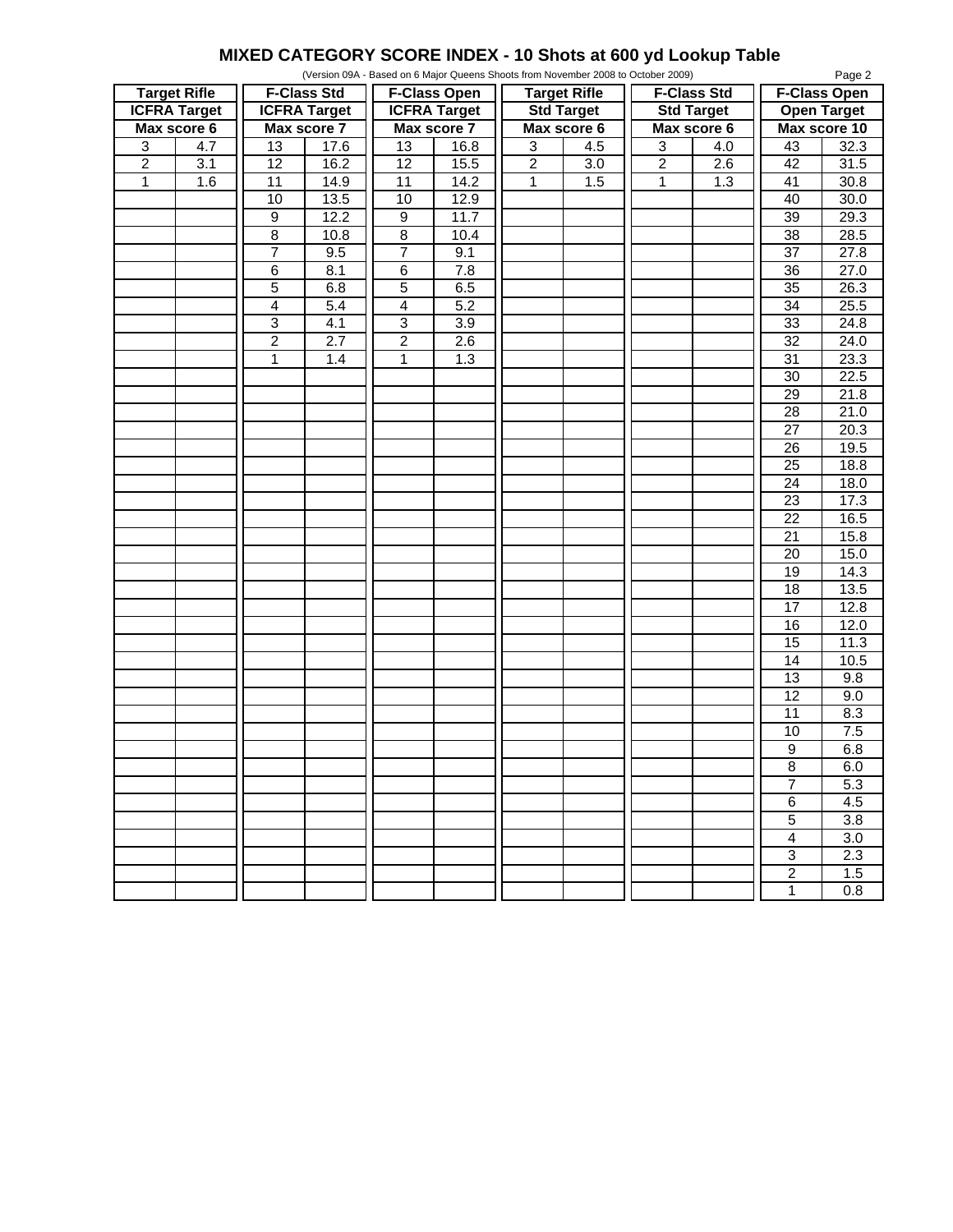# MIXED CATEGORY SCORE INDEX - 10 Shots at 600 yd Lookup Table

(Version 09A - Based on 6 Major Queens Shoots from November 2008 to October 2009)

| Target Rifle ICFRA Target Max score 6 | | F-Class Std ICFRA Target Max score 7 | | F-Class Open ICFRA Target Max score 7 | | Target Rifle Std Target Max score 6 | | F-Class Std Std Target Max score 6 | | F-Class Open Open Target Max score 10 | |
|---|---|---|---|---|---|---|---|---|---|---|---|
| 3 | 4.7 | 13 | 17.6 | 13 | 16.8 | 3 | 4.5 | 3 | 4.0 | 43 | 32.3 |
| 2 | 3.1 | 12 | 16.2 | 12 | 15.5 | 2 | 3.0 | 2 | 2.6 | 42 | 31.5 |
| 1 | 1.6 | 11 | 14.9 | 11 | 14.2 | 1 | 1.5 | 1 | 1.3 | 41 | 30.8 |
| | | 10 | 13.5 | 10 | 12.9 | | | | | 40 | 30.0 |
| | | 9 | 12.2 | 9 | 11.7 | | | | | 39 | 29.3 |
| | | 8 | 10.8 | 8 | 10.4 | | | | | 38 | 28.5 |
| | | 7 | 9.5 | 7 | 9.1 | | | | | 37 | 27.8 |
| | | 6 | 8.1 | 6 | 7.8 | | | | | 36 | 27.0 |
| | | 5 | 6.8 | 5 | 6.5 | | | | | 35 | 26.3 |
| | | 4 | 5.4 | 4 | 5.2 | | | | | 34 | 25.5 |
| | | 3 | 4.1 | 3 | 3.9 | | | | | 33 | 24.8 |
| | | 2 | 2.7 | 2 | 2.6 | | | | | 32 | 24.0 |
| | | 1 | 1.4 | 1 | 1.3 | | | | | 31 | 23.3 |
| | | | | | | | | | | 30 | 22.5 |
| | | | | | | | | | | 29 | 21.8 |
| | | | | | | | | | | 28 | 21.0 |
| | | | | | | | | | | 27 | 20.3 |
| | | | | | | | | | | 26 | 19.5 |
| | | | | | | | | | | 25 | 18.8 |
| | | | | | | | | | | 24 | 18.0 |
| | | | | | | | | | | 23 | 17.3 |
| | | | | | | | | | | 22 | 16.5 |
| | | | | | | | | | | 21 | 15.8 |
| | | | | | | | | | | 20 | 15.0 |
| | | | | | | | | | | 19 | 14.3 |
| | | | | | | | | | | 18 | 13.5 |
| | | | | | | | | | | 17 | 12.8 |
| | | | | | | | | | | 16 | 12.0 |
| | | | | | | | | | | 15 | 11.3 |
| | | | | | | | | | | 14 | 10.5 |
| | | | | | | | | | | 13 | 9.8 |
| | | | | | | | | | | 12 | 9.0 |
| | | | | | | | | | | 11 | 8.3 |
| | | | | | | | | | | 10 | 7.5 |
| | | | | | | | | | | 9 | 6.8 |
| | | | | | | | | | | 8 | 6.0 |
| | | | | | | | | | | 7 | 5.3 |
| | | | | | | | | | | 6 | 4.5 |
| | | | | | | | | | | 5 | 3.8 |
| | | | | | | | | | | 4 | 3.0 |
| | | | | | | | | | | 3 | 2.3 |
| | | | | | | | | | | 2 | 1.5 |
| | | | | | | | | | | 1 | 0.8 |